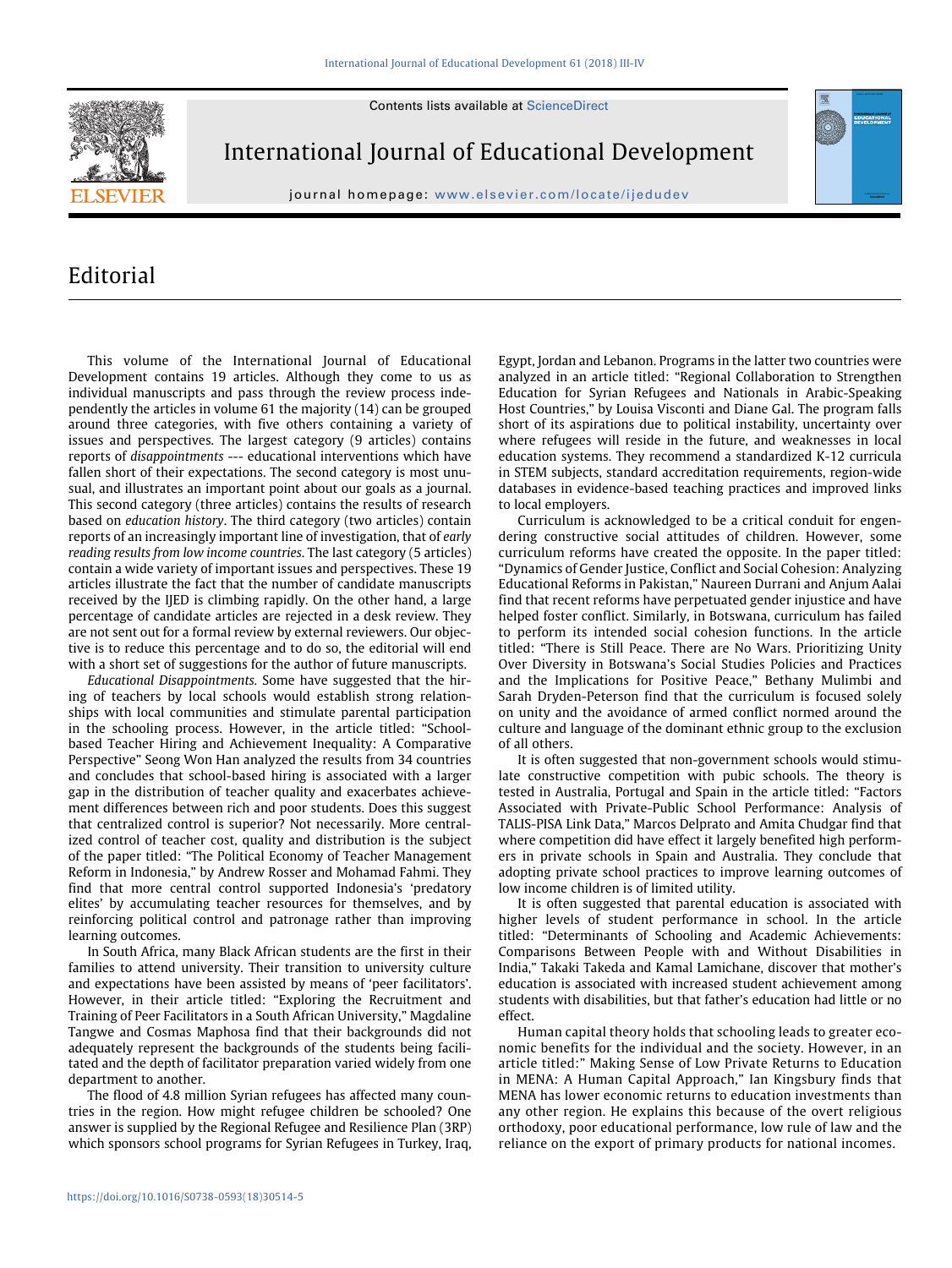# Editorial

This volume of the International Journal of Educational Development contains 19 articles. Although they come to us as individual manuscripts and pass through the review process independently the articles in volume 61 the majority (14) can be grouped around three categories, with five others containing a variety of issues and perspectives. The largest category (9 articles) contains reports of *disappointments* --- educational interventions which have fallen short of their expectations. The second category is most unusual, and illustrates an important point about our goals as a journal. This second category (three articles) contains the results of research based on *education history*. The third category (two articles) contain reports of an increasingly important line of investigation, that of *early reading results from low income countries*. The last category (5 articles) contain a wide variety of important issues and perspectives. These 19 articles illustrate the fact that the number of candidate manuscripts received by the IJED is climbing rapidly. On the other hand, a large percentage of candidate articles are rejected in a desk review. They are not sent out for a formal review by external reviewers. Our objective is to reduce this percentage and to do so, the editorial will end with a short set of suggestions for the author of future manuscripts.

*Educational Disappointments.* Some have suggested that the hiring of teachers by local schools would establish strong relationships with local communities and stimulate parental participation in the schooling process. However, in the article titled: "School-based Teacher Hiring and Achievement Inequality: A Comparative Perspective" Seong Won Han analyzed the results from 34 countries and concludes that school-based hiring is associated with a larger gap in the distribution of teacher quality and exacerbates achievement differences between rich and poor students. Does this suggest that centralized control is superior? Not necessarily. More centralized control of teacher cost, quality and distribution is the subject of the paper titled: "The Political Economy of Teacher Management Reform in Indonesia," by Andrew Rosser and Mohamad Fahmi. They find that more central control supported Indonesia's 'predatory elites' by accumulating teacher resources for themselves, and by reinforcing political control and patronage rather than improving learning outcomes.

In South Africa, many Black African students are the first in their families to attend university. Their transition to university culture and expectations have been assisted by means of 'peer facilitators'. However, in their article titled: "Exploring the Recruitment and Training of Peer Facilitators in a South African University," Magdaline Tangwe and Cosmas Maphosa find that their backgrounds did not adequately represent the backgrounds of the students being facilitated and the depth of facilitator preparation varied widely from one department to another.

The flood of 4.8 million Syrian refugees has affected many countries in the region. How might refugee children be schooled? One answer is supplied by the Regional Refugee and Resilience Plan (3RP) which sponsors school programs for Syrian Refugees in Turkey, Iraq, Egypt, Jordan and Lebanon. Programs in the latter two countries were analyzed in an article titled: "Regional Collaboration to Strengthen Education for Syrian Refugees and Nationals in Arabic-Speaking Host Countries," by Louisa Visconti and Diane Gal. The program falls short of its aspirations due to political instability, uncertainty over where refugees will reside in the future, and weaknesses in local education systems. They recommend a standardized K-12 curricula in STEM subjects, standard accreditation requirements, region-wide databases in evidence-based teaching practices and improved links to local employers.

Curriculum is acknowledged to be a critical conduit for engendering constructive social attitudes of children. However, some curriculum reforms have created the opposite. In the paper titled: "Dynamics of Gender Justice, Conflict and Social Cohesion: Analyzing Educational Reforms in Pakistan," Naureen Durrani and Anjum Aalai find that recent reforms have perpetuated gender injustice and have helped foster conflict. Similarly, in Botswana, curriculum has failed to perform its intended social cohesion functions. In the article titled: "There is Still Peace. There are No Wars. Prioritizing Unity Over Diversity in Botswana's Social Studies Policies and Practices and the Implications for Positive Peace," Bethany Mulimbi and Sarah Dryden-Peterson find that the curriculum is focused solely on unity and the avoidance of armed conflict normed around the culture and language of the dominant ethnic group to the exclusion of all others.

It is often suggested that non-government schools would stimulate constructive competition with pubic schools. The theory is tested in Australia, Portugal and Spain in the article titled: "Factors Associated with Private-Public School Performance: Analysis of TALIS-PISA Link Data," Marcos Delprato and Amita Chudgar find that where competition did have effect it largely benefited high performers in private schools in Spain and Australia. They conclude that adopting private school practices to improve learning outcomes of low income children is of limited utility.

It is often suggested that parental education is associated with higher levels of student performance in school. In the article titled: "Determinants of Schooling and Academic Achievements: Comparisons Between People with and Without Disabilities in India," Takaki Takeda and Kamal Lamichane, discover that mother's education is associated with increased student achievement among students with disabilities, but that father's education had little or no effect.

Human capital theory holds that schooling leads to greater economic benefits for the individual and the society. However, in an article titled:" Making Sense of Low Private Returns to Education in MENA: A Human Capital Approach," Ian Kingsbury finds that MENA has lower economic returns to education investments than any other region. He explains this because of the overt religious orthodoxy, poor educational performance, low rule of law and the reliance on the export of primary products for national incomes.

https://doi.org/10.1016/S0738-0593(18)30514-5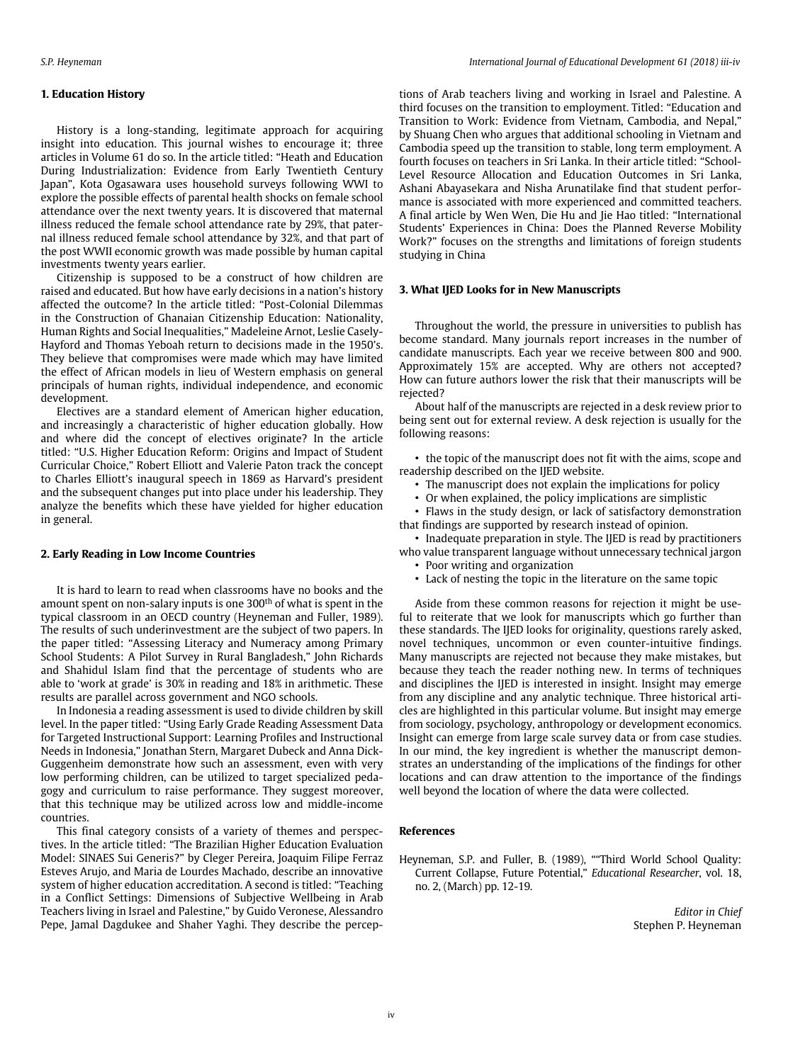## 1. Education History

History is a long-standing, legitimate approach for acquiring insight into education. This journal wishes to encourage it; three articles in Volume 61 do so. In the article titled: "Heath and Education During Industrialization: Evidence from Early Twentieth Century Japan", Kota Ogasawara uses household surveys following WWI to explore the possible effects of parental health shocks on female school attendance over the next twenty years. It is discovered that maternal illness reduced the female school attendance rate by 29%, that paternal illness reduced female school attendance by 32%, and that part of the post WWII economic growth was made possible by human capital investments twenty years earlier.

Citizenship is supposed to be a construct of how children are raised and educated. But how have early decisions in a nation's history affected the outcome? In the article titled: "Post-Colonial Dilemmas in the Construction of Ghanaian Citizenship Education: Nationality, Human Rights and Social Inequalities," Madeleine Arnot, Leslie Casely-Hayford and Thomas Yeboah return to decisions made in the 1950's. They believe that compromises were made which may have limited the effect of African models in lieu of Western emphasis on general principals of human rights, individual independence, and economic development.

Electives are a standard element of American higher education, and increasingly a characteristic of higher education globally. How and where did the concept of electives originate? In the article titled: "U.S. Higher Education Reform: Origins and Impact of Student Curricular Choice," Robert Elliott and Valerie Paton track the concept to Charles Elliott's inaugural speech in 1869 as Harvard's president and the subsequent changes put into place under his leadership. They analyze the benefits which these have yielded for higher education in general.

## 2. Early Reading in Low Income Countries

It is hard to learn to read when classrooms have no books and the amount spent on non-salary inputs is one 300th of what is spent in the typical classroom in an OECD country (Heyneman and Fuller, 1989). The results of such underinvestment are the subject of two papers. In the paper titled: "Assessing Literacy and Numeracy among Primary School Students: A Pilot Survey in Rural Bangladesh," John Richards and Shahidul Islam find that the percentage of students who are able to 'work at grade' is 30% in reading and 18% in arithmetic. These results are parallel across government and NGO schools.

In Indonesia a reading assessment is used to divide children by skill level. In the paper titled: "Using Early Grade Reading Assessment Data for Targeted Instructional Support: Learning Profiles and Instructional Needs in Indonesia," Jonathan Stern, Margaret Dubeck and Anna Dick-Guggenheim demonstrate how such an assessment, even with very low performing children, can be utilized to target specialized pedagogy and curriculum to raise performance. They suggest moreover, that this technique may be utilized across low and middle-income countries.

This final category consists of a variety of themes and perspectives. In the article titled: "The Brazilian Higher Education Evaluation Model: SINAES Sui Generis?" by Cleger Pereira, Joaquim Filipe Ferraz Esteves Arujo, and Maria de Lourdes Machado, describe an innovative system of higher education accreditation. A second is titled: "Teaching in a Conflict Settings: Dimensions of Subjective Wellbeing in Arab Teachers living in Israel and Palestine," by Guido Veronese, Alessandro Pepe, Jamal Dagdukee and Shaher Yaghi. They describe the perceptions of Arab teachers living and working in Israel and Palestine. A third focuses on the transition to employment. Titled: "Education and Transition to Work: Evidence from Vietnam, Cambodia, and Nepal," by Shuang Chen who argues that additional schooling in Vietnam and Cambodia speed up the transition to stable, long term employment. A fourth focuses on teachers in Sri Lanka. In their article titled: "School-Level Resource Allocation and Education Outcomes in Sri Lanka, Ashani Abayasekara and Nisha Arunatilake find that student performance is associated with more experienced and committed teachers. A final article by Wen Wen, Die Hu and Jie Hao titled: "International Students' Experiences in China: Does the Planned Reverse Mobility Work?" focuses on the strengths and limitations of foreign students studying in China

## 3. What IJED Looks for in New Manuscripts

Throughout the world, the pressure in universities to publish has become standard. Many journals report increases in the number of candidate manuscripts. Each year we receive between 800 and 900. Approximately 15% are accepted. Why are others not accepted? How can future authors lower the risk that their manuscripts will be rejected?

About half of the manuscripts are rejected in a desk review prior to being sent out for external review. A desk rejection is usually for the following reasons:

- the topic of the manuscript does not fit with the aims, scope and readership described on the IJED website.
- The manuscript does not explain the implications for policy
- Or when explained, the policy implications are simplistic
- Flaws in the study design, or lack of satisfactory demonstration that findings are supported by research instead of opinion.
- Inadequate preparation in style. The IJED is read by practitioners who value transparent language without unnecessary technical jargon
- Poor writing and organization
- Lack of nesting the topic in the literature on the same topic

Aside from these common reasons for rejection it might be useful to reiterate that we look for manuscripts which go further than these standards. The IJED looks for originality, questions rarely asked, novel techniques, uncommon or even counter-intuitive findings. Many manuscripts are rejected not because they make mistakes, but because they teach the reader nothing new. In terms of techniques and disciplines the IJED is interested in insight. Insight may emerge from any discipline and any analytic technique. Three historical articles are highlighted in this particular volume. But insight may emerge from sociology, psychology, anthropology or development economics. Insight can emerge from large scale survey data or from case studies. In our mind, the key ingredient is whether the manuscript demonstrates an understanding of the implications of the findings for other locations and can draw attention to the importance of the findings well beyond the location of where the data were collected.

## References

Heyneman, S.P. and Fuller, B. (1989), ""Third World School Quality: Current Collapse, Future Potential," *Educational Researcher*, vol. 18, no. 2, (March) pp. 12-19.

*Editor in Chief*
Stephen P. Heyneman